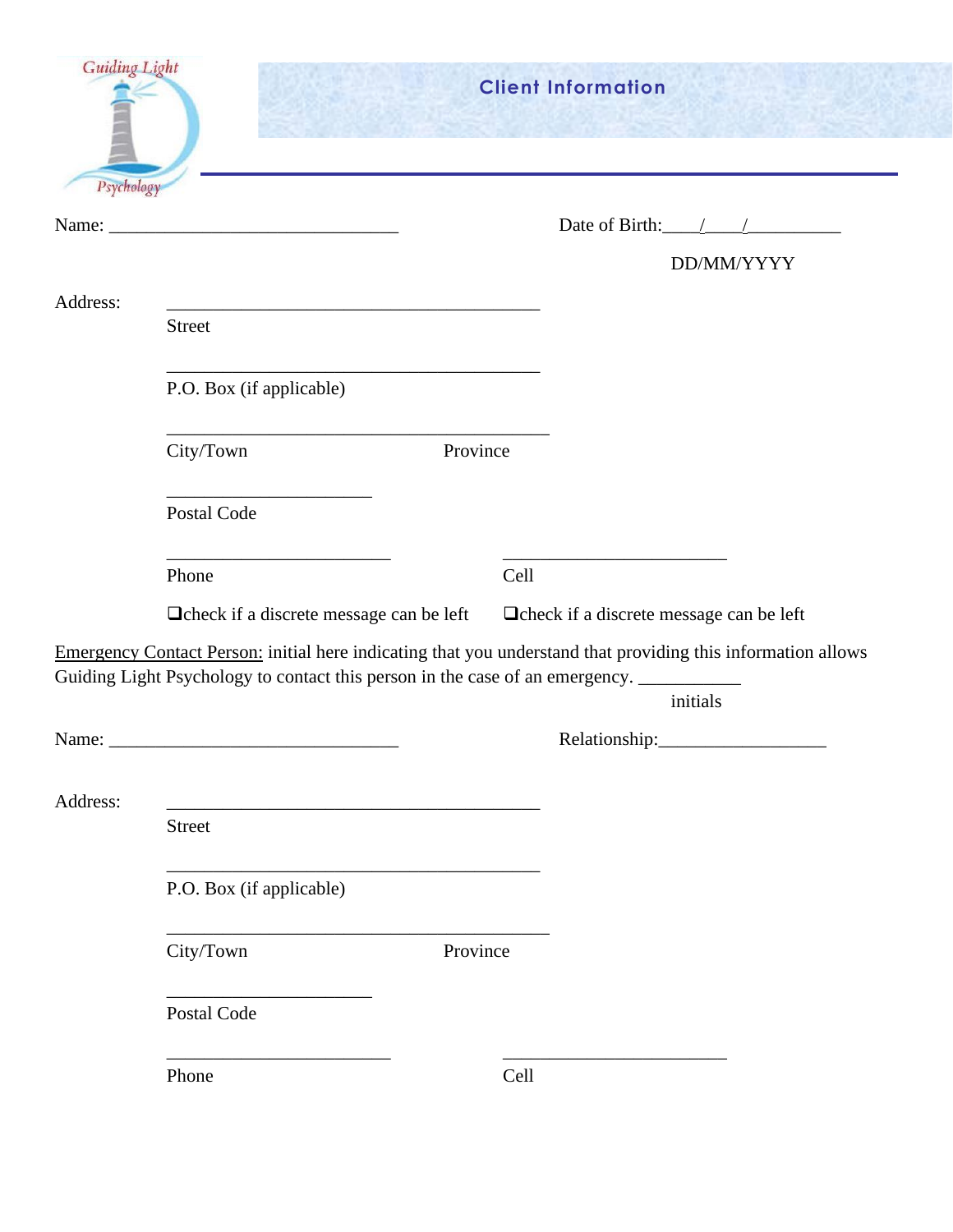Guiding Light Psychology

# Client Information

Name: ________________________________ Date of Birth:____/____/__________

DD/MM/YYYY

Address: ________________________________________

Street

________________________________________

P.O. Box (if applicable)

________________________________________

City/Town Province

______________________

Postal Code

________________________ ________________________

Phone Cell

❑check if a discrete message can be left ❑check if a discrete message can be left

<u>Emergency Contact Person:</u> initial here indicating that you understand that providing this information allows Guiding Light Psychology to contact this person in the case of an emergency. ___________

initials

Name: ________________________________ Relationship:__________________

Address: ________________________________________

Street

________________________________________

P.O. Box (if applicable)

________________________________________

City/Town Province

______________________

Postal Code

________________________ ________________________

Phone Cell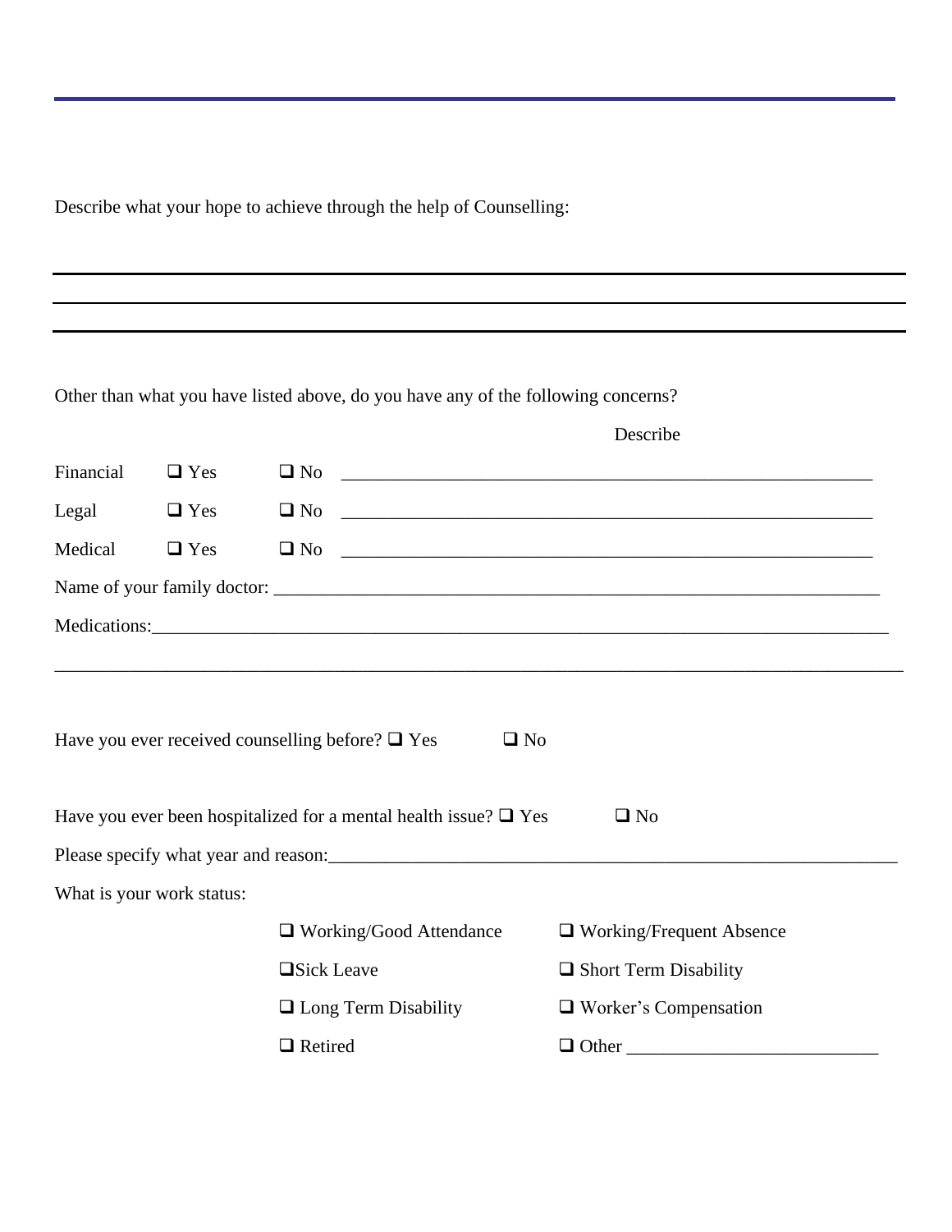Describe what your hope to achieve through the help of Counselling:

___________________________________________________________________________________________

___________________________________________________________________________________________

___________________________________________________________________________________________

Other than what you have listed above, do you have any of the following concerns?

| | | | Describe |
|---|---|---|---|
| Financial | ❑ Yes | ❑ No | ___________________________________________________________ |
| Legal | ❑ Yes | ❑ No | ___________________________________________________________ |
| Medical | ❑ Yes | ❑ No | ___________________________________________________________ |

Name of your family doctor: ___________________________________________________________________

Medications:_____________________________________________________________________________

___________________________________________________________________________________________

Have you ever received counselling before? ❑ Yes ❑ No

Have you ever been hospitalized for a mental health issue? ❑ Yes ❑ No

Please specify what year and reason:_____________________________________________________________

What is your work status:

| | |
|---|---|
| ❑ Working/Good Attendance | ❑ Working/Frequent Absence |
| ❑Sick Leave | ❑ Short Term Disability |
| ❑ Long Term Disability | ❑ Worker's Compensation |
| ❑ Retired | ❑ Other ___________________________ |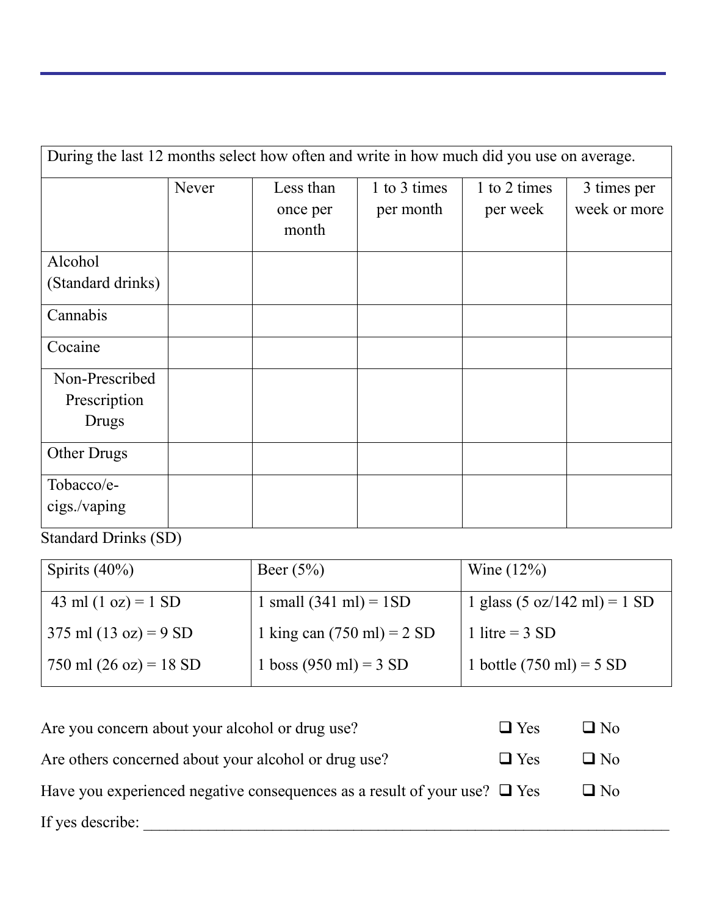| During the last 12 months select how often and write in how much did you use on average. | | | | | |
|---|---|---|---|---|---|
| | Never | Less than once per month | 1 to 3 times per month | 1 to 2 times per week | 3 times per week or more |
| Alcohol (Standard drinks) | | | | | |
| Cannabis | | | | | |
| Cocaine | | | | | |
| Non-Prescribed Prescription Drugs | | | | | |
| Other Drugs | | | | | |
| Tobacco/e-cigs./vaping | | | | | |

Standard Drinks (SD)

| Spirits (40%) | Beer (5%) | Wine (12%) |
|---|---|---|
| 43 ml (1 oz) = 1 SD | 1 small (341 ml) = 1SD | 1 glass (5 oz/142 ml) = 1 SD |
| 375 ml (13 oz) = 9 SD | 1 king can (750 ml) = 2 SD | 1 litre = 3 SD |
| 750 ml (26 oz) = 18 SD | 1 boss (950 ml) = 3 SD | 1 bottle (750 ml) = 5 SD |

Are you concern about your alcohol or drug use? ❑ Yes ❑ No

Are others concerned about your alcohol or drug use? ❑ Yes ❑ No

Have you experienced negative consequences as a result of your use? ❑ Yes ❑ No

If yes describe: ______________________________________________________________________